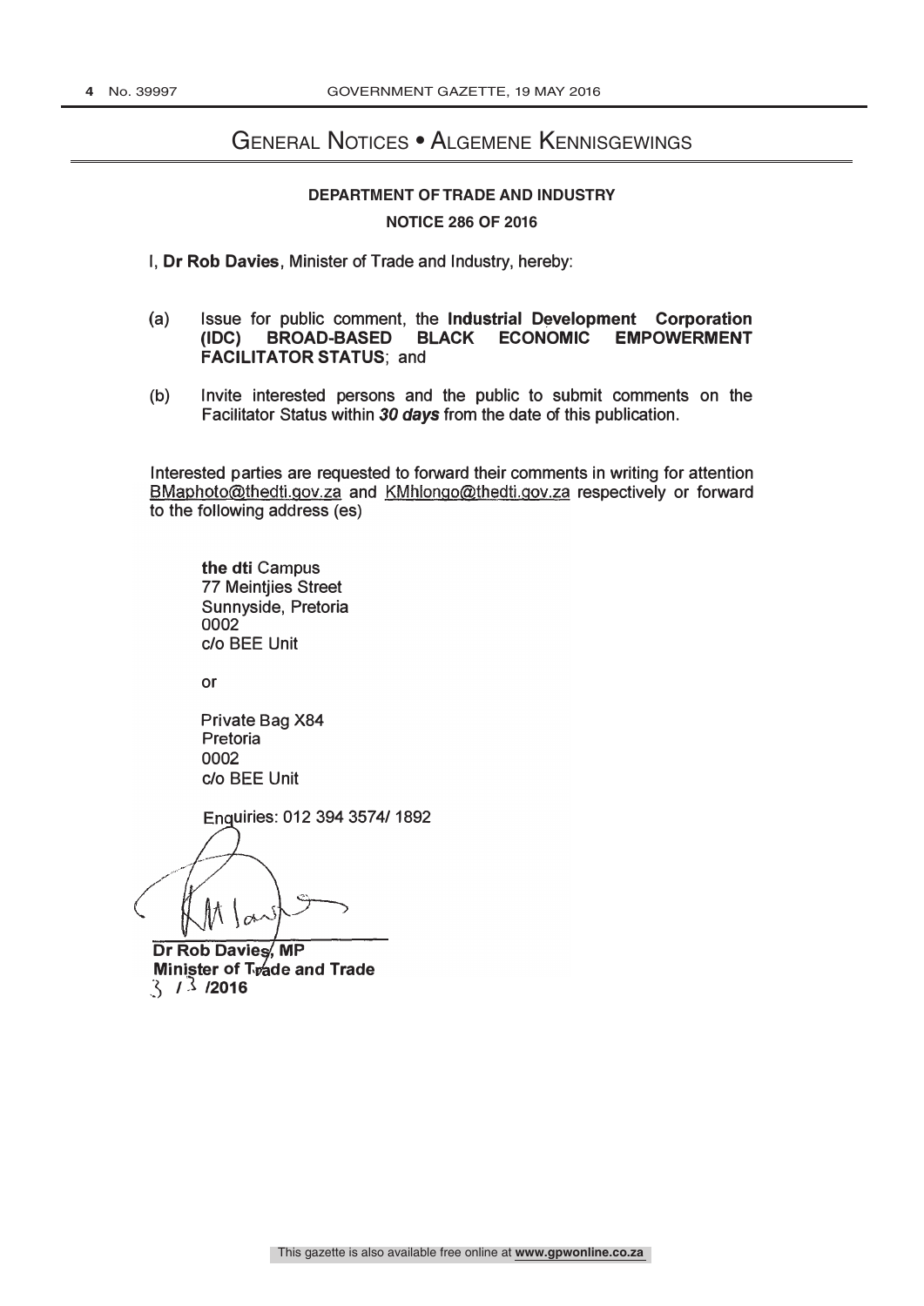# General Notices • Algemene Kennisgewings

## DEPARTMENT OF TRADE AND INDUSTRY

### NOTICE 286 OF 2016

I, **Dr Rob Davies**, Minister of Trade and Industry, hereby:

(a) Issue for public comment, the **Industrial Development Corporation (IDC) BROAD-BASED BLACK ECONOMIC EMPOWERMENT FACILITATOR STATUS**; and

(b) Invite interested persons and the public to submit comments on the Facilitator Status within ***30 days*** from the date of this publication.

Interested parties are requested to forward their comments in writing for attention BMaphoto@thedti.gov.za and KMhlongo@thedti.gov.za respectively or forward to the following address (es)

**the dti** Campus
77 Meintjies Street
Sunnyside, Pretoria
0002
c/o BEE Unit

or

Private Bag X84
Pretoria
0002
c/o BEE Unit

Enquiries: 012 394 3574/ 1892

**Dr Rob Davies, MP**
**Minister of Trade and Trade**
3 / 3 /2016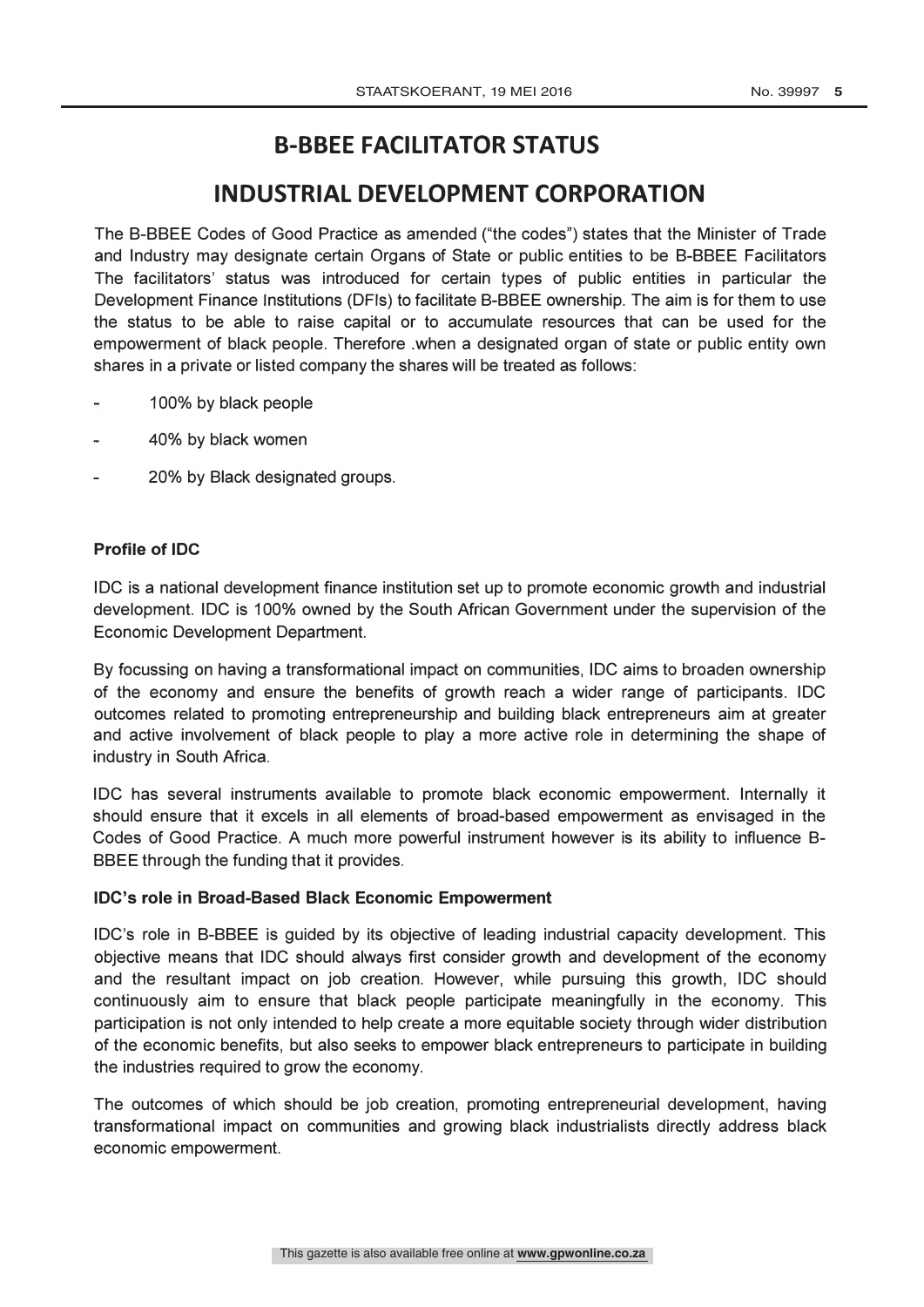# B-BBEE FACILITATOR STATUS

# INDUSTRIAL DEVELOPMENT CORPORATION

The B-BBEE Codes of Good Practice as amended ("the codes") states that the Minister of Trade and Industry may designate certain Organs of State or public entities to be B-BBEE Facilitators The facilitators' status was introduced for certain types of public entities in particular the Development Finance Institutions (DFIs) to facilitate B-BBEE ownership. The aim is for them to use the status to be able to raise capital or to accumulate resources that can be used for the empowerment of black people. Therefore .when a designated organ of state or public entity own shares in a private or listed company the shares will be treated as follows:

- 100% by black people
- 40% by black women
- 20% by Black designated groups.

**Profile of IDC**

IDC is a national development finance institution set up to promote economic growth and industrial development. IDC is 100% owned by the South African Government under the supervision of the Economic Development Department.

By focussing on having a transformational impact on communities, IDC aims to broaden ownership of the economy and ensure the benefits of growth reach a wider range of participants. IDC outcomes related to promoting entrepreneurship and building black entrepreneurs aim at greater and active involvement of black people to play a more active role in determining the shape of industry in South Africa.

IDC has several instruments available to promote black economic empowerment. Internally it should ensure that it excels in all elements of broad-based empowerment as envisaged in the Codes of Good Practice. A much more powerful instrument however is its ability to influence B-BBEE through the funding that it provides.

**IDC's role in Broad-Based Black Economic Empowerment**

IDC's role in B-BBEE is guided by its objective of leading industrial capacity development. This objective means that IDC should always first consider growth and development of the economy and the resultant impact on job creation. However, while pursuing this growth, IDC should continuously aim to ensure that black people participate meaningfully in the economy. This participation is not only intended to help create a more equitable society through wider distribution of the economic benefits, but also seeks to empower black entrepreneurs to participate in building the industries required to grow the economy.

The outcomes of which should be job creation, promoting entrepreneurial development, having transformational impact on communities and growing black industrialists directly address black economic empowerment.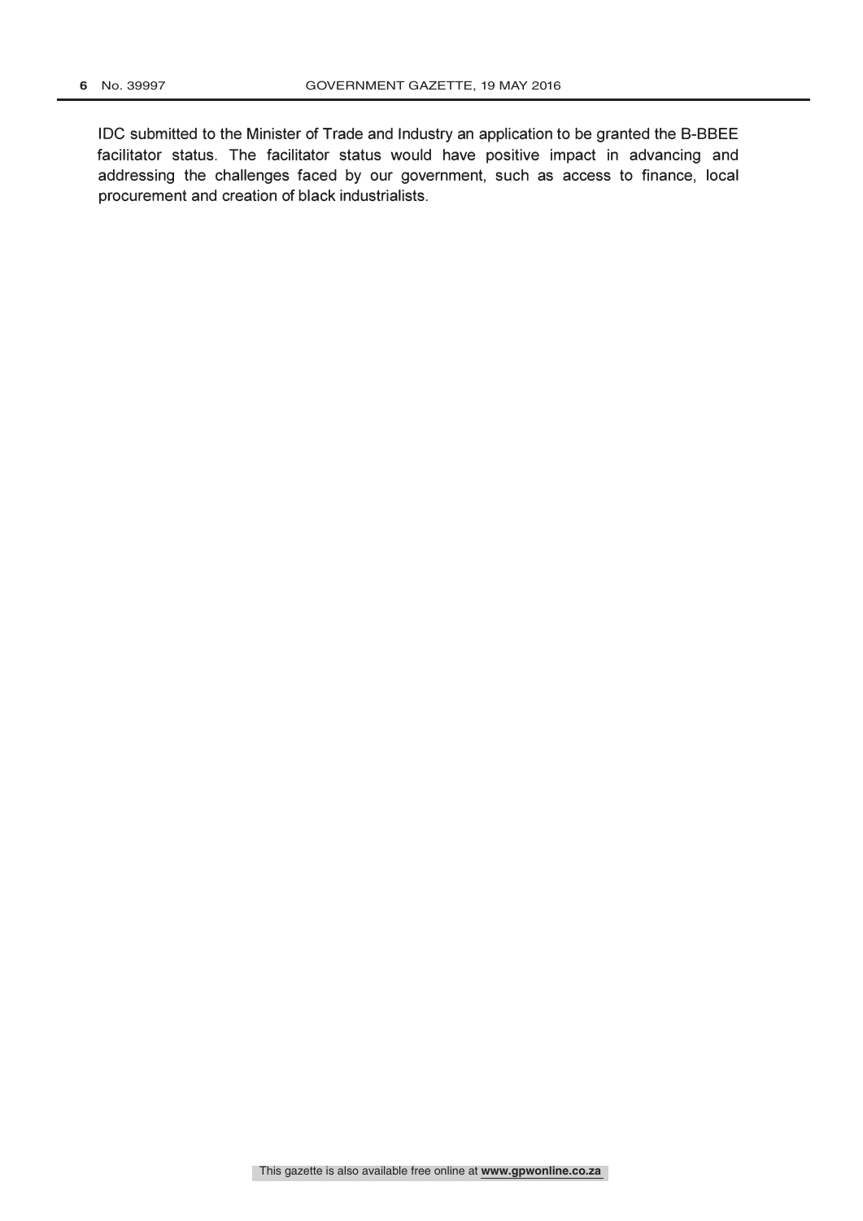IDC submitted to the Minister of Trade and Industry an application to be granted the B-BBEE facilitator status. The facilitator status would have positive impact in advancing and addressing the challenges faced by our government, such as access to finance, local procurement and creation of black industrialists.